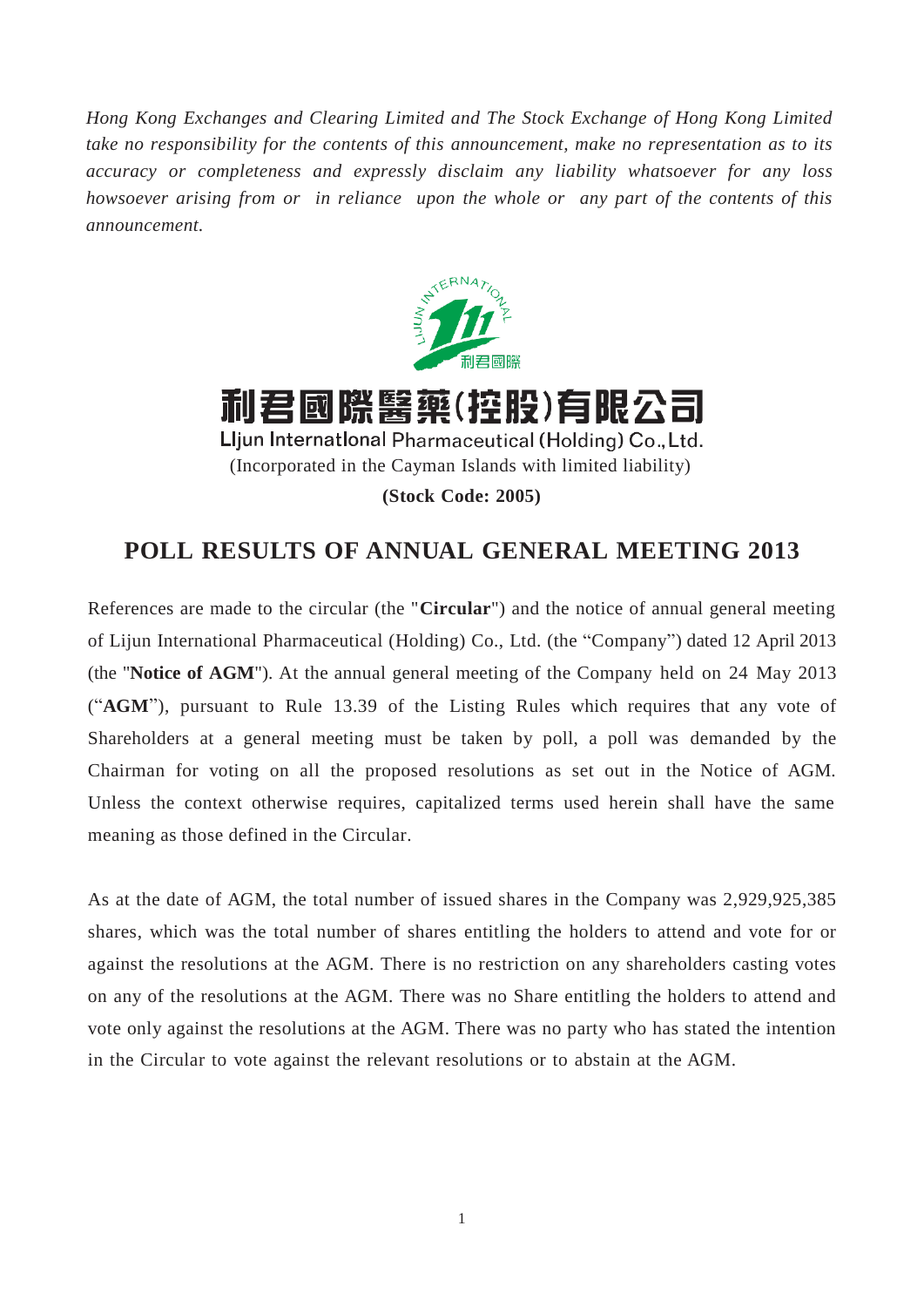*Hong Kong Exchanges and Clearing Limited and The Stock Exchange of Hong Kong Limited take no responsibility for the contents of this announcement, make no representation as to its accuracy or completeness and expressly disclaim any liability whatsoever for any loss howsoever arising from or in reliance upon the whole or any part of the contents of this announcement.*

**利君國際醫藥(控股)有限公司**

**Lijun International Pharmaceutical (Holding) Co., Ltd.**

(Incorporated in the Cayman Islands with limited liability)

**(Stock Code: 2005)**

# POLL RESULTS OF ANNUAL GENERAL MEETING 2013

References are made to the circular (the "**Circular**") and the notice of annual general meeting of Lijun International Pharmaceutical (Holding) Co., Ltd. (the "Company") dated 12 April 2013 (the "**Notice of AGM**"). At the annual general meeting of the Company held on 24 May 2013 ("**AGM**"), pursuant to Rule 13.39 of the Listing Rules which requires that any vote of Shareholders at a general meeting must be taken by poll, a poll was demanded by the Chairman for voting on all the proposed resolutions as set out in the Notice of AGM. Unless the context otherwise requires, capitalized terms used herein shall have the same meaning as those defined in the Circular.

As at the date of AGM, the total number of issued shares in the Company was 2,929,925,385 shares, which was the total number of shares entitling the holders to attend and vote for or against the resolutions at the AGM. There is no restriction on any shareholders casting votes on any of the resolutions at the AGM. There was no Share entitling the holders to attend and vote only against the resolutions at the AGM. There was no party who has stated the intention in the Circular to vote against the relevant resolutions or to abstain at the AGM.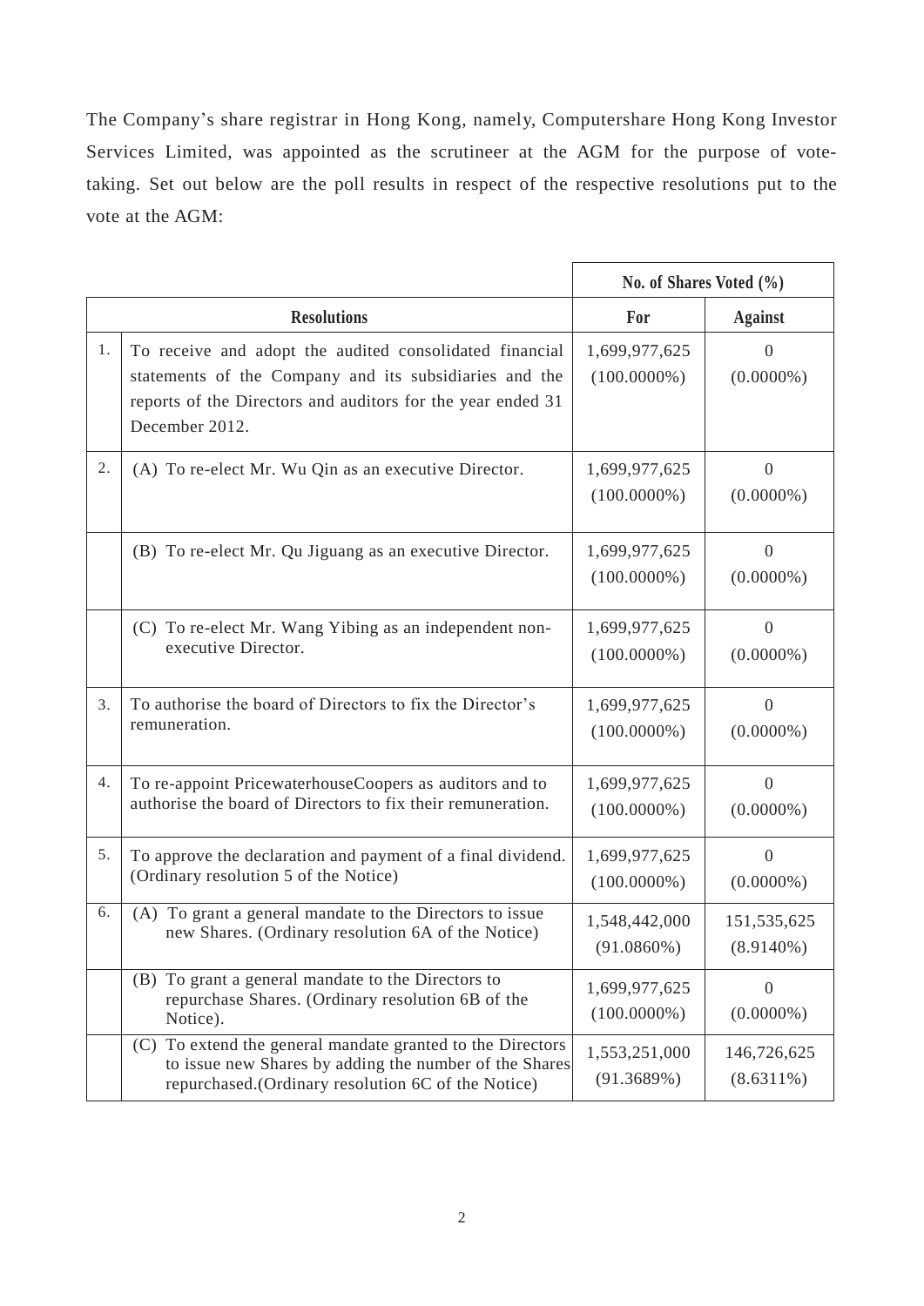The Company's share registrar in Hong Kong, namely, Computershare Hong Kong Investor Services Limited, was appointed as the scrutineer at the AGM for the purpose of vote-taking. Set out below are the poll results in respect of the respective resolutions put to the vote at the AGM:

| | | No. of Shares Voted (%) | |
|---|---|---|---|
| **Resolutions** | | **For** | **Against** |
| 1. | To receive and adopt the audited consolidated financial statements of the Company and its subsidiaries and the reports of the Directors and auditors for the year ended 31 December 2012. | 1,699,977,625 (100.0000%) | 0 (0.0000%) |
| 2. | (A) To re-elect Mr. Wu Qin as an executive Director. | 1,699,977,625 (100.0000%) | 0 (0.0000%) |
| | (B) To re-elect Mr. Qu Jiguang as an executive Director. | 1,699,977,625 (100.0000%) | 0 (0.0000%) |
| | (C) To re-elect Mr. Wang Yibing as an independent non-executive Director. | 1,699,977,625 (100.0000%) | 0 (0.0000%) |
| 3. | To authorise the board of Directors to fix the Director's remuneration. | 1,699,977,625 (100.0000%) | 0 (0.0000%) |
| 4. | To re-appoint PricewaterhouseCoopers as auditors and to authorise the board of Directors to fix their remuneration. | 1,699,977,625 (100.0000%) | 0 (0.0000%) |
| 5. | To approve the declaration and payment of a final dividend. (Ordinary resolution 5 of the Notice) | 1,699,977,625 (100.0000%) | 0 (0.0000%) |
| 6. | (A) To grant a general mandate to the Directors to issue new Shares. (Ordinary resolution 6A of the Notice) | 1,548,442,000 (91.0860%) | 151,535,625 (8.9140%) |
| | (B) To grant a general mandate to the Directors to repurchase Shares. (Ordinary resolution 6B of the Notice). | 1,699,977,625 (100.0000%) | 0 (0.0000%) |
| | (C) To extend the general mandate granted to the Directors to issue new Shares by adding the number of the Shares repurchased.(Ordinary resolution 6C of the Notice) | 1,553,251,000 (91.3689%) | 146,726,625 (8.6311%) |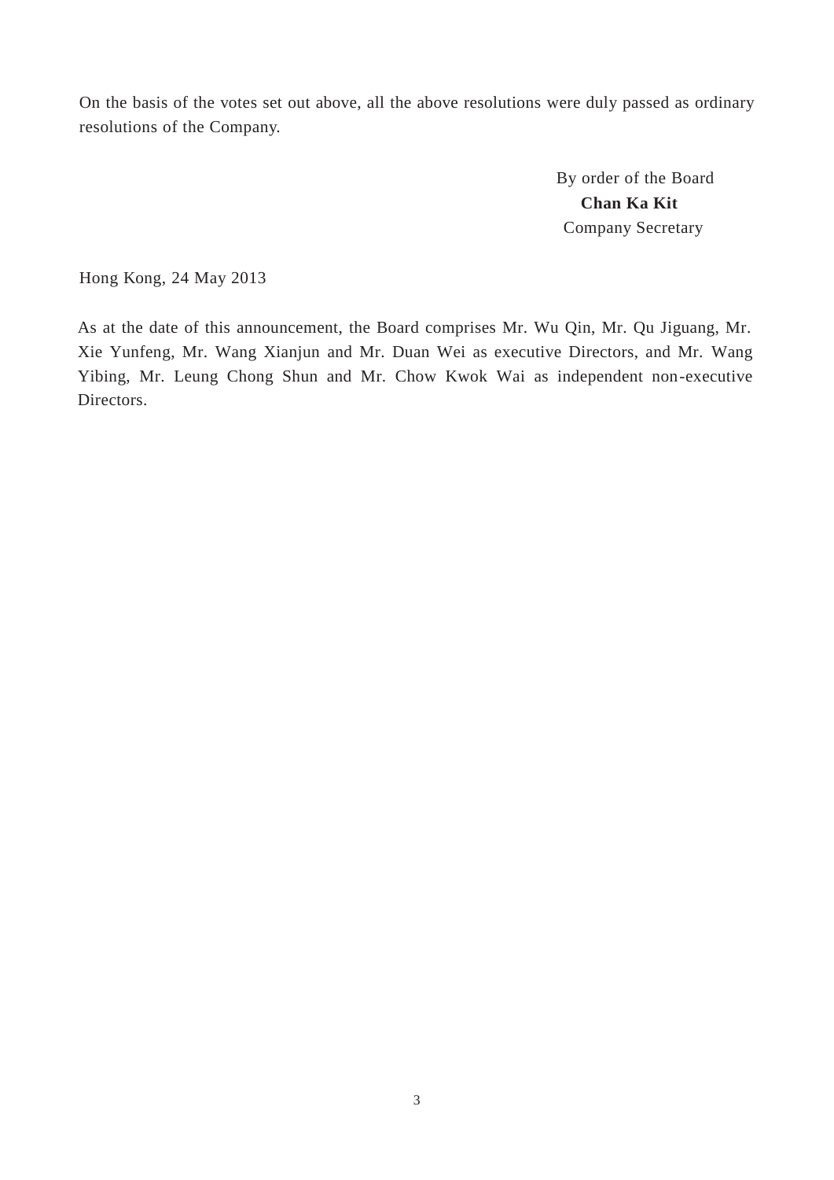On the basis of the votes set out above, all the above resolutions were duly passed as ordinary resolutions of the Company.

By order of the Board
**Chan Ka Kit**
Company Secretary

Hong Kong, 24 May 2013

As at the date of this announcement, the Board comprises Mr. Wu Qin, Mr. Qu Jiguang, Mr. Xie Yunfeng, Mr. Wang Xianjun and Mr. Duan Wei as executive Directors, and Mr. Wang Yibing, Mr. Leung Chong Shun and Mr. Chow Kwok Wai as independent non-executive Directors.